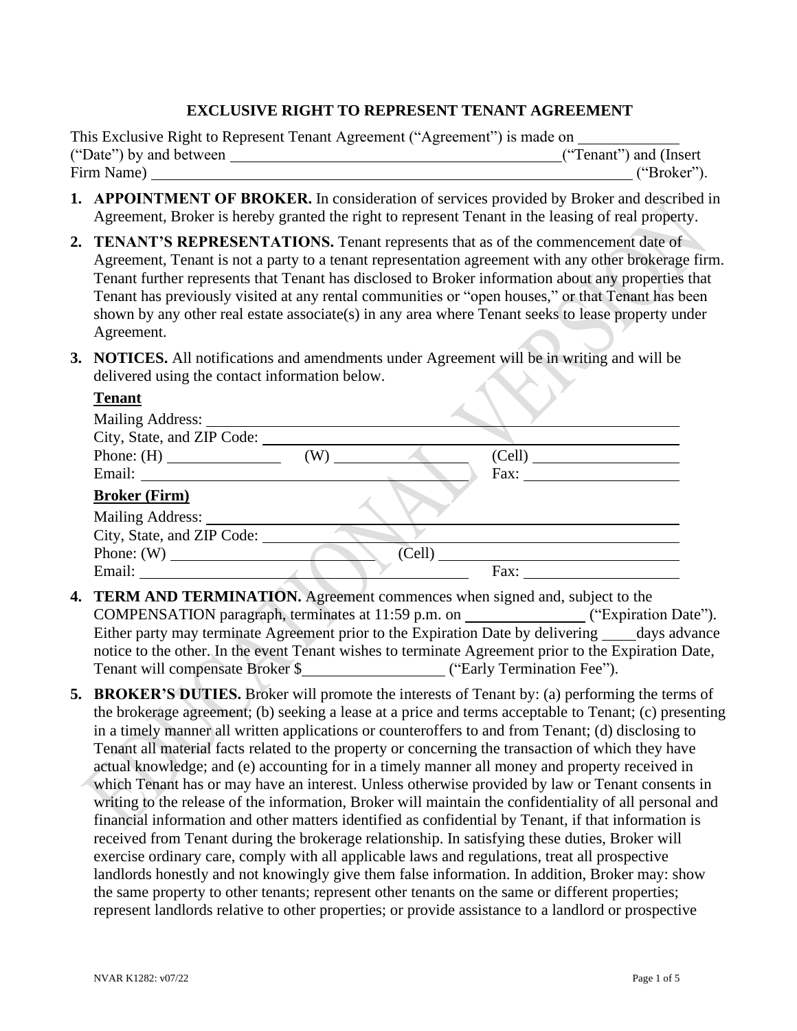# EXCLUSIVE RIGHT TO REPRESENT TENANT AGREEMENT

This Exclusive Right to Represent Tenant Agreement ("Agreement") is made on ____________ ("Date") by and between ____________________________________________("Tenant") and (Insert Firm Name) ____________________________________________________________ ("Broker").

1. **APPOINTMENT OF BROKER.** In consideration of services provided by Broker and described in Agreement, Broker is hereby granted the right to represent Tenant in the leasing of real property.

2. **TENANT'S REPRESENTATIONS.** Tenant represents that as of the commencement date of Agreement, Tenant is not a party to a tenant representation agreement with any other brokerage firm. Tenant further represents that Tenant has disclosed to Broker information about any properties that Tenant has previously visited at any rental communities or "open houses," or that Tenant has been shown by any other real estate associate(s) in any area where Tenant seeks to lease property under Agreement.

3. **NOTICES.** All notifications and amendments under Agreement will be in writing and will be delivered using the contact information below.

   **Tenant**

   Mailing Address: ____________________________________________
   City, State, and ZIP Code: ____________________________________
   Phone: (H) ______________ (W) ________________ (Cell) __________________
   Email: ______________________________________ Fax: __________________

   **Broker (Firm)**

   Mailing Address: ____________________________________________
   City, State, and ZIP Code: ____________________________________
   Phone: (W) ________________________ (Cell) ____________________________
   Email: ______________________________________ Fax: __________________

4. **TERM AND TERMINATION.** Agreement commences when signed and, subject to the COMPENSATION paragraph, terminates at 11:59 p.m. on _______________ ("Expiration Date"). Either party may terminate Agreement prior to the Expiration Date by delivering ____days advance notice to the other. In the event Tenant wishes to terminate Agreement prior to the Expiration Date, Tenant will compensate Broker $_________________ ("Early Termination Fee").

5. **BROKER'S DUTIES.** Broker will promote the interests of Tenant by: (a) performing the terms of the brokerage agreement; (b) seeking a lease at a price and terms acceptable to Tenant; (c) presenting in a timely manner all written applications or counteroffers to and from Tenant; (d) disclosing to Tenant all material facts related to the property or concerning the transaction of which they have actual knowledge; and (e) accounting for in a timely manner all money and property received in which Tenant has or may have an interest. Unless otherwise provided by law or Tenant consents in writing to the release of the information, Broker will maintain the confidentiality of all personal and financial information and other matters identified as confidential by Tenant, if that information is received from Tenant during the brokerage relationship. In satisfying these duties, Broker will exercise ordinary care, comply with all applicable laws and regulations, treat all prospective landlords honestly and not knowingly give them false information. In addition, Broker may: show the same property to other tenants; represent other tenants on the same or different properties; represent landlords relative to other properties; or provide assistance to a landlord or prospective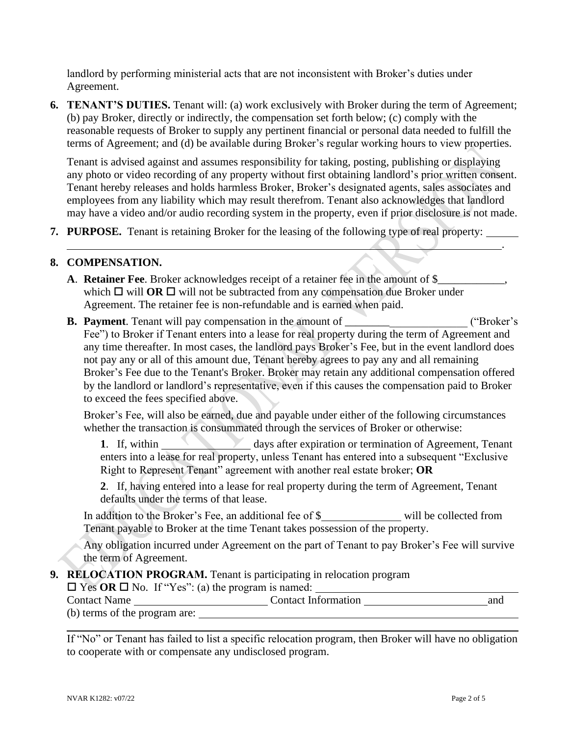landlord by performing ministerial acts that are not inconsistent with Broker's duties under Agreement.

**6. TENANT'S DUTIES.** Tenant will: (a) work exclusively with Broker during the term of Agreement; (b) pay Broker, directly or indirectly, the compensation set forth below; (c) comply with the reasonable requests of Broker to supply any pertinent financial or personal data needed to fulfill the terms of Agreement; and (d) be available during Broker's regular working hours to view properties.

Tenant is advised against and assumes responsibility for taking, posting, publishing or displaying any photo or video recording of any property without first obtaining landlord's prior written consent. Tenant hereby releases and holds harmless Broker, Broker's designated agents, sales associates and employees from any liability which may result therefrom. Tenant also acknowledges that landlord may have a video and/or audio recording system in the property, even if prior disclosure is not made.

**7. PURPOSE.** Tenant is retaining Broker for the leasing of the following type of real property: ______ ______________________________________________________________________.

**8. COMPENSATION.**

**A. Retainer Fee**. Broker acknowledges receipt of a retainer fee in the amount of $____________, which ☐ will **OR** ☐ will not be subtracted from any compensation due Broker under Agreement. The retainer fee is non-refundable and is earned when paid.

**B. Payment**. Tenant will pay compensation in the amount of ______________________ ("Broker's Fee") to Broker if Tenant enters into a lease for real property during the term of Agreement and any time thereafter. In most cases, the landlord pays Broker's Fee, but in the event landlord does not pay any or all of this amount due, Tenant hereby agrees to pay any and all remaining Broker's Fee due to the Tenant's Broker. Broker may retain any additional compensation offered by the landlord or landlord's representative, even if this causes the compensation paid to Broker to exceed the fees specified above.

Broker's Fee, will also be earned, due and payable under either of the following circumstances whether the transaction is consummated through the services of Broker or otherwise:

**1**. If, within ________________ days after expiration or termination of Agreement, Tenant enters into a lease for real property, unless Tenant has entered into a subsequent "Exclusive Right to Represent Tenant" agreement with another real estate broker; **OR**

**2**. If, having entered into a lease for real property during the term of Agreement, Tenant defaults under the terms of that lease.

In addition to the Broker's Fee, an additional fee of $______________ will be collected from Tenant payable to Broker at the time Tenant takes possession of the property.

Any obligation incurred under Agreement on the part of Tenant to pay Broker's Fee will survive the term of Agreement.

**9. RELOCATION PROGRAM.** Tenant is participating in relocation program
☐ Yes **OR** ☐ No. If "Yes": (a) the program is named: ____________________________________
Contact Name ________________________ Contact Information ______________________ and
(b) terms of the program are: ______________________________________________________
______________________________________________________________________________

If "No" or Tenant has failed to list a specific relocation program, then Broker will have no obligation to cooperate with or compensate any undisclosed program.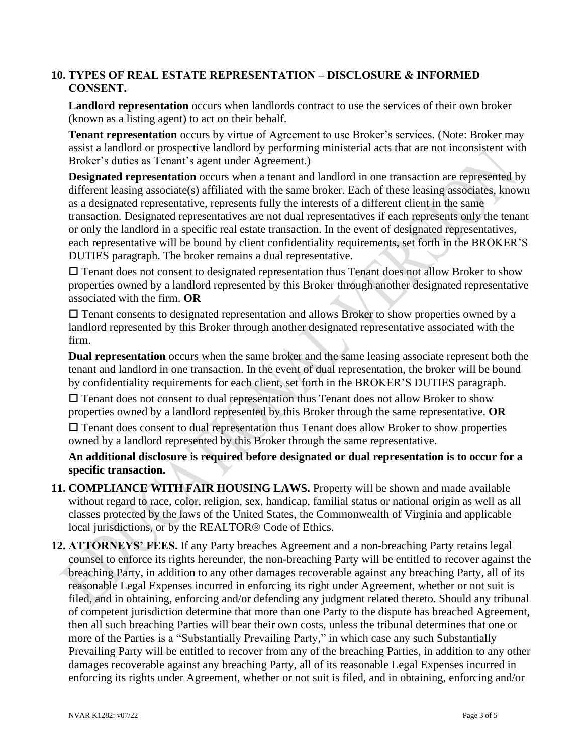**10. TYPES OF REAL ESTATE REPRESENTATION – DISCLOSURE & INFORMED CONSENT.**

**Landlord representation** occurs when landlords contract to use the services of their own broker (known as a listing agent) to act on their behalf.

**Tenant representation** occurs by virtue of Agreement to use Broker's services. (Note: Broker may assist a landlord or prospective landlord by performing ministerial acts that are not inconsistent with Broker's duties as Tenant's agent under Agreement.)

**Designated representation** occurs when a tenant and landlord in one transaction are represented by different leasing associate(s) affiliated with the same broker. Each of these leasing associates, known as a designated representative, represents fully the interests of a different client in the same transaction. Designated representatives are not dual representatives if each represents only the tenant or only the landlord in a specific real estate transaction. In the event of designated representatives, each representative will be bound by client confidentiality requirements, set forth in the BROKER'S DUTIES paragraph. The broker remains a dual representative.

☐ Tenant does not consent to designated representation thus Tenant does not allow Broker to show properties owned by a landlord represented by this Broker through another designated representative associated with the firm. **OR**

☐ Tenant consents to designated representation and allows Broker to show properties owned by a landlord represented by this Broker through another designated representative associated with the firm.

**Dual representation** occurs when the same broker and the same leasing associate represent both the tenant and landlord in one transaction. In the event of dual representation, the broker will be bound by confidentiality requirements for each client, set forth in the BROKER'S DUTIES paragraph.

☐ Tenant does not consent to dual representation thus Tenant does not allow Broker to show properties owned by a landlord represented by this Broker through the same representative. **OR**

☐ Tenant does consent to dual representation thus Tenant does allow Broker to show properties owned by a landlord represented by this Broker through the same representative.

**An additional disclosure is required before designated or dual representation is to occur for a specific transaction.**

**11. COMPLIANCE WITH FAIR HOUSING LAWS.** Property will be shown and made available without regard to race, color, religion, sex, handicap, familial status or national origin as well as all classes protected by the laws of the United States, the Commonwealth of Virginia and applicable local jurisdictions, or by the REALTOR® Code of Ethics.

**12. ATTORNEYS' FEES.** If any Party breaches Agreement and a non-breaching Party retains legal counsel to enforce its rights hereunder, the non-breaching Party will be entitled to recover against the breaching Party, in addition to any other damages recoverable against any breaching Party, all of its reasonable Legal Expenses incurred in enforcing its right under Agreement, whether or not suit is filed, and in obtaining, enforcing and/or defending any judgment related thereto. Should any tribunal of competent jurisdiction determine that more than one Party to the dispute has breached Agreement, then all such breaching Parties will bear their own costs, unless the tribunal determines that one or more of the Parties is a "Substantially Prevailing Party," in which case any such Substantially Prevailing Party will be entitled to recover from any of the breaching Parties, in addition to any other damages recoverable against any breaching Party, all of its reasonable Legal Expenses incurred in enforcing its rights under Agreement, whether or not suit is filed, and in obtaining, enforcing and/or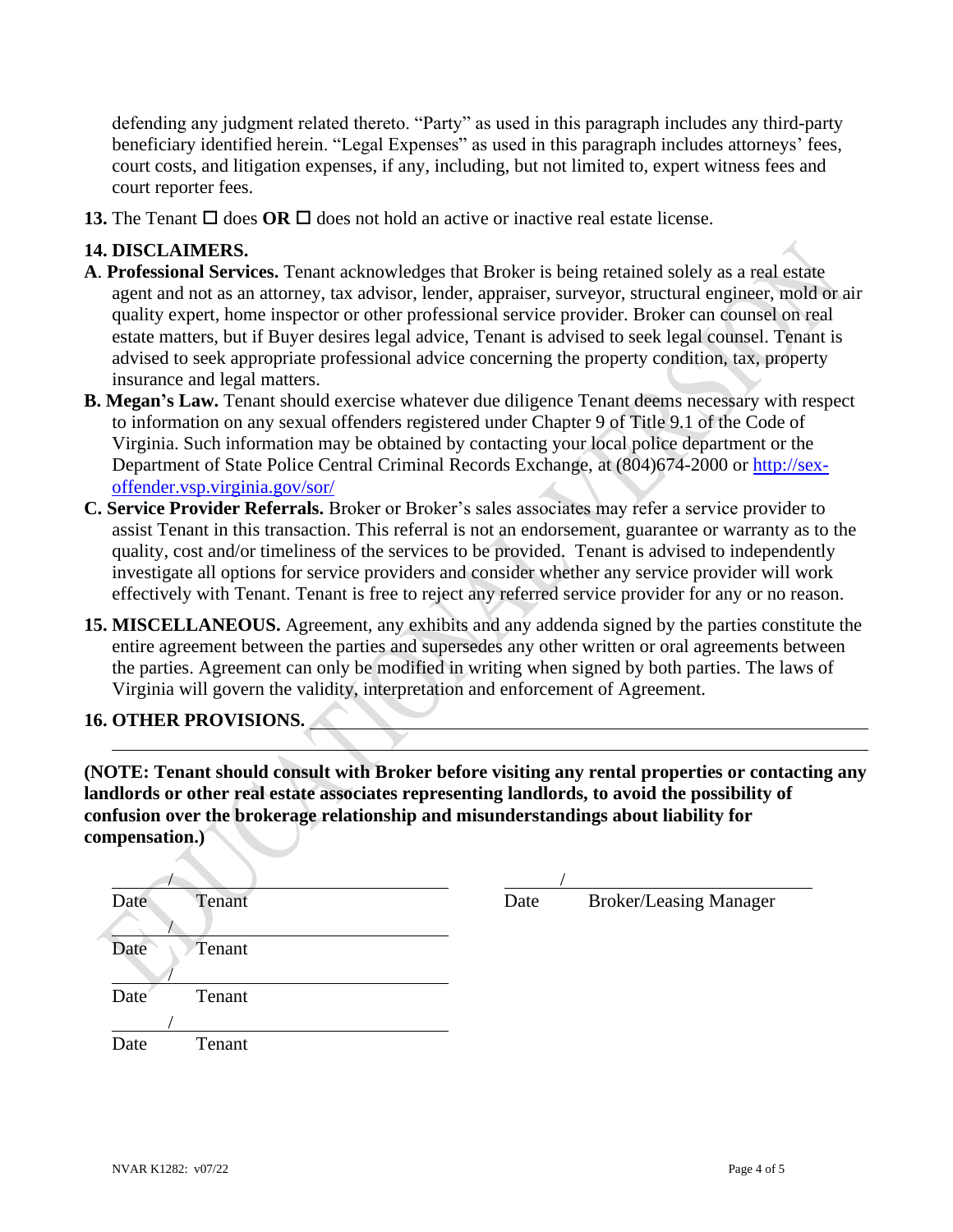defending any judgment related thereto. "Party" as used in this paragraph includes any third-party beneficiary identified herein. "Legal Expenses" as used in this paragraph includes attorneys' fees, court costs, and litigation expenses, if any, including, but not limited to, expert witness fees and court reporter fees.

**13.** The Tenant ☐ does **OR** ☐ does not hold an active or inactive real estate license.

**14. DISCLAIMERS.**

**A**. **Professional Services.** Tenant acknowledges that Broker is being retained solely as a real estate agent and not as an attorney, tax advisor, lender, appraiser, surveyor, structural engineer, mold or air quality expert, home inspector or other professional service provider. Broker can counsel on real estate matters, but if Buyer desires legal advice, Tenant is advised to seek legal counsel. Tenant is advised to seek appropriate professional advice concerning the property condition, tax, property insurance and legal matters.

**B. Megan's Law.** Tenant should exercise whatever due diligence Tenant deems necessary with respect to information on any sexual offenders registered under Chapter 9 of Title 9.1 of the Code of Virginia. Such information may be obtained by contacting your local police department or the Department of State Police Central Criminal Records Exchange, at (804)674-2000 or http://sex-offender.vsp.virginia.gov/sor/

**C. Service Provider Referrals.** Broker or Broker's sales associates may refer a service provider to assist Tenant in this transaction. This referral is not an endorsement, guarantee or warranty as to the quality, cost and/or timeliness of the services to be provided. Tenant is advised to independently investigate all options for service providers and consider whether any service provider will work effectively with Tenant. Tenant is free to reject any referred service provider for any or no reason.

**15. MISCELLANEOUS.** Agreement, any exhibits and any addenda signed by the parties constitute the entire agreement between the parties and supersedes any other written or oral agreements between the parties. Agreement can only be modified in writing when signed by both parties. The laws of Virginia will govern the validity, interpretation and enforcement of Agreement.

**16. OTHER PROVISIONS.** ______________________________________________

______________________________________________

**(NOTE: Tenant should consult with Broker before visiting any rental properties or contacting any landlords or other real estate associates representing landlords, to avoid the possibility of confusion over the brokerage relationship and misunderstandings about liability for compensation.)**

| | |
|---|---|
| ____/________________ | ____/________________ |
| Date Tenant | Date Broker/Leasing Manager |
| ____/________________ | |
| Date Tenant | |
| ____/________________ | |
| Date Tenant | |
| ____/________________ | |
| Date Tenant | |

NVAR K1282: v07/22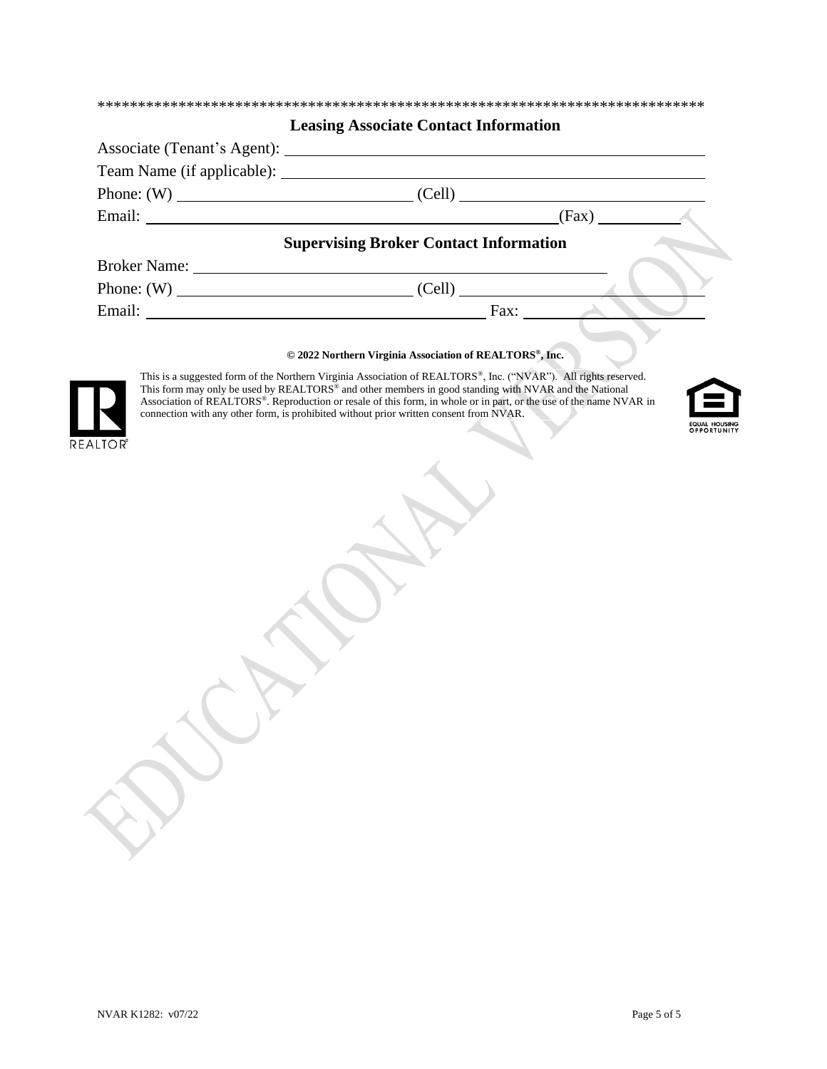\*\*\*\*\*\*\*\*\*\*\*\*\*\*\*\*\*\*\*\*\*\*\*\*\*\*\*\*\*\*\*\*\*\*\*\*\*\*\*\*\*\*\*\*\*\*\*\*\*\*\*\*\*\*\*\*\*\*\*\*\*\*\*\*\*\*\*\*\*\*\*\*\*\*\*

**Leasing Associate Contact Information**

Associate (Tenant's Agent): \_\_\_\_\_\_\_\_\_\_\_\_\_\_\_\_\_\_\_\_\_\_\_\_\_\_\_\_\_\_\_\_\_\_\_\_\_\_\_\_

Team Name (if applicable): \_\_\_\_\_\_\_\_\_\_\_\_\_\_\_\_\_\_\_\_\_\_\_\_\_\_\_\_\_\_\_\_\_\_\_\_\_\_\_\_

Phone: (W) \_\_\_\_\_\_\_\_\_\_\_\_\_\_\_\_\_\_\_\_ (Cell) \_\_\_\_\_\_\_\_\_\_\_\_\_\_\_\_\_\_\_\_

Email: \_\_\_\_\_\_\_\_\_\_\_\_\_\_\_\_\_\_\_\_\_\_\_\_\_\_\_\_\_\_\_\_\_\_\_\_ (Fax) \_\_\_\_\_\_\_\_\_\_

**Supervising Broker Contact Information**

Broker Name: \_\_\_\_\_\_\_\_\_\_\_\_\_\_\_\_\_\_\_\_\_\_\_\_\_\_\_\_\_\_\_\_\_\_\_\_\_\_\_\_

Phone: (W) \_\_\_\_\_\_\_\_\_\_\_\_\_\_\_\_\_\_\_\_ (Cell) \_\_\_\_\_\_\_\_\_\_\_\_\_\_\_\_\_\_\_\_

Email: \_\_\_\_\_\_\_\_\_\_\_\_\_\_\_\_\_\_\_\_\_\_\_\_\_\_\_\_\_\_\_\_\_\_ Fax: \_\_\_\_\_\_\_\_\_\_\_\_\_\_\_\_

**© 2022 Northern Virginia Association of REALTORS®, Inc.**

This is a suggested form of the Northern Virginia Association of REALTORS®, Inc. ("NVAR"). All rights reserved. This form may only be used by REALTORS® and other members in good standing with NVAR and the National Association of REALTORS®. Reproduction or resale of this form, in whole or in part, or the use of the name NVAR in connection with any other form, is prohibited without prior written consent from NVAR.

NVAR K1282: v07/22